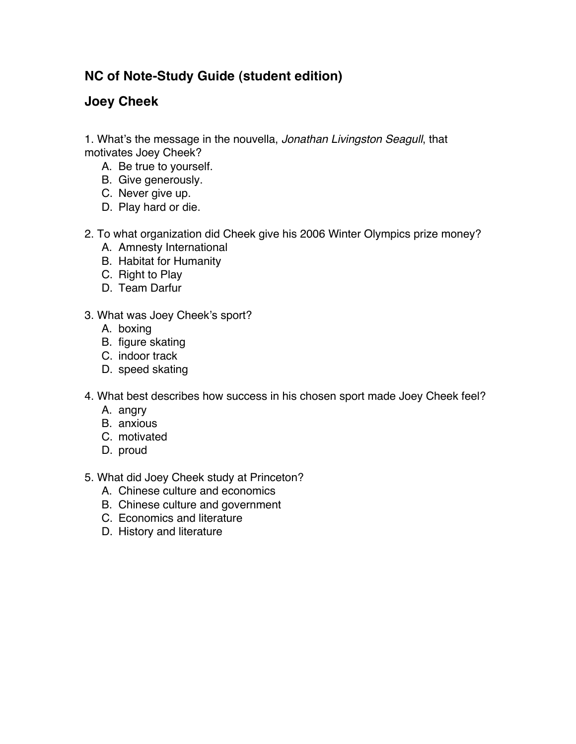## NC of Note-Study Guide (student edition)

## Joey Cheek

1. What's the message in the nouvella, *Jonathan Livingston Seagull*, that motivates Joey Cheek?
   A. Be true to yourself.
   B. Give generously.
   C. Never give up.
   D. Play hard or die.

2. To what organization did Cheek give his 2006 Winter Olympics prize money?
   A. Amnesty International
   B. Habitat for Humanity
   C. Right to Play
   D. Team Darfur

3. What was Joey Cheek's sport?
   A. boxing
   B. figure skating
   C. indoor track
   D. speed skating

4. What best describes how success in his chosen sport made Joey Cheek feel?
   A. angry
   B. anxious
   C. motivated
   D. proud

5. What did Joey Cheek study at Princeton?
   A. Chinese culture and economics
   B. Chinese culture and government
   C. Economics and literature
   D. History and literature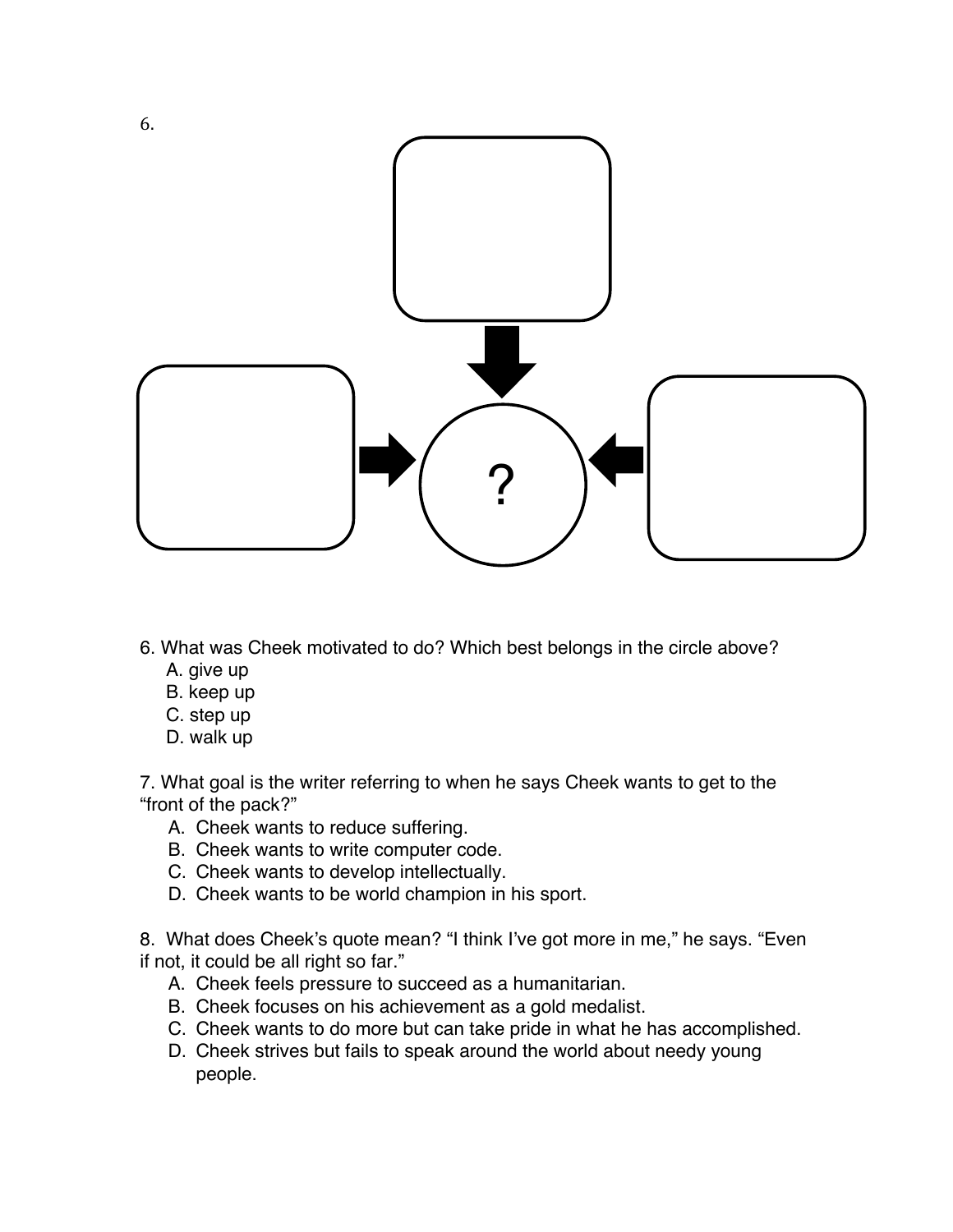6.

?

6. What was Cheek motivated to do? Which best belongs in the circle above?

A. give up
B. keep up
C. step up
D. walk up

7. What goal is the writer referring to when he says Cheek wants to get to the "front of the pack?"

A. Cheek wants to reduce suffering.
B. Cheek wants to write computer code.
C. Cheek wants to develop intellectually.
D. Cheek wants to be world champion in his sport.

8. What does Cheek's quote mean? "I think I've got more in me," he says. "Even if not, it could be all right so far."

A. Cheek feels pressure to succeed as a humanitarian.
B. Cheek focuses on his achievement as a gold medalist.
C. Cheek wants to do more but can take pride in what he has accomplished.
D. Cheek strives but fails to speak around the world about needy young people.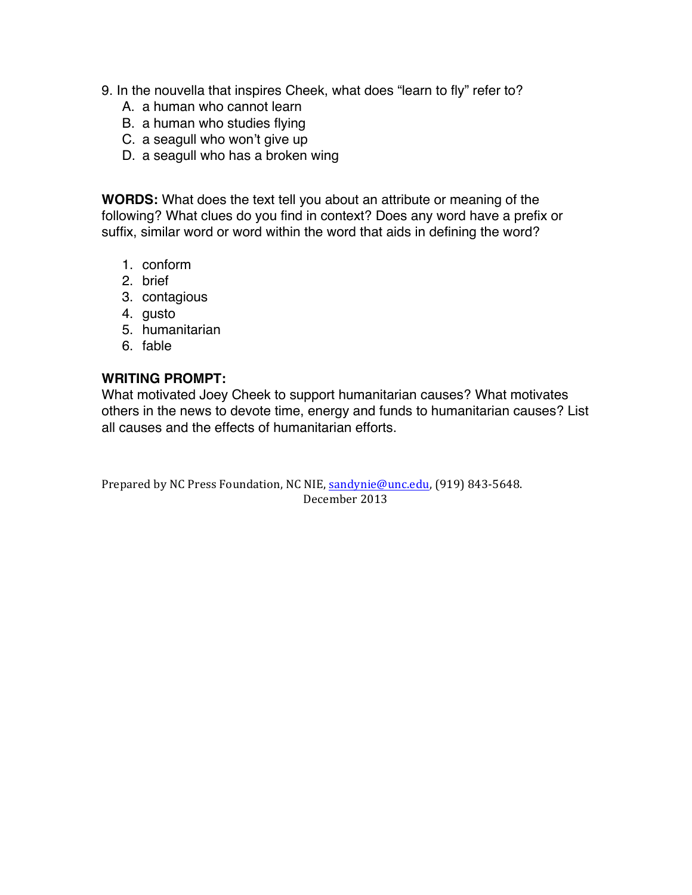9. In the nouvella that inspires Cheek, what does "learn to fly" refer to?
   A. a human who cannot learn
   B. a human who studies flying
   C. a seagull who won't give up
   D. a seagull who has a broken wing

**WORDS:** What does the text tell you about an attribute or meaning of the following? What clues do you find in context? Does any word have a prefix or suffix, similar word or word within the word that aids in defining the word?

1. conform
2. brief
3. contagious
4. gusto
5. humanitarian
6. fable

**WRITING PROMPT:**
What motivated Joey Cheek to support humanitarian causes? What motivates others in the news to devote time, energy and funds to humanitarian causes? List all causes and the effects of humanitarian efforts.

Prepared by NC Press Foundation, NC NIE, sandynie@unc.edu, (919) 843-5648.
December 2013